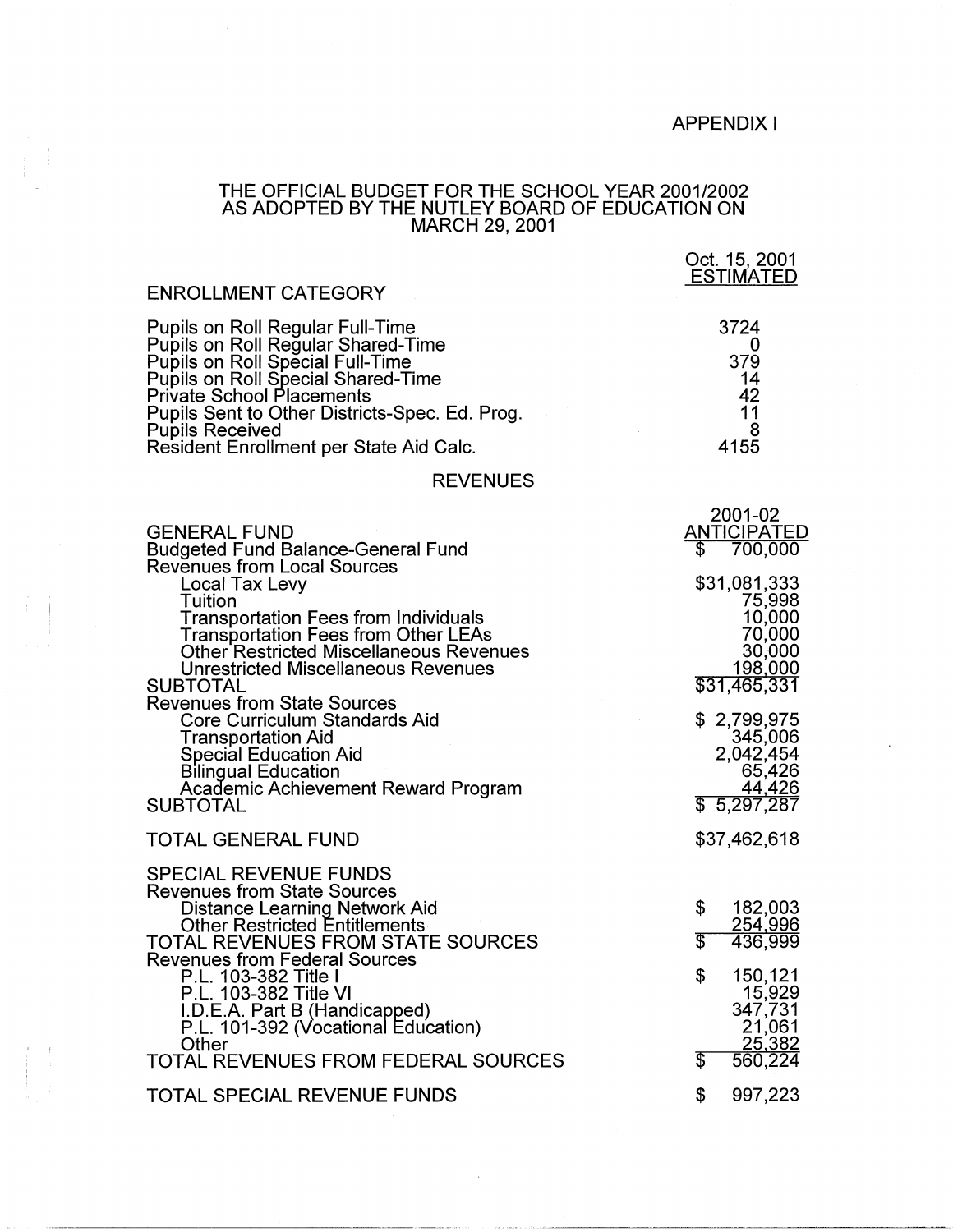APPENDIX I

# THE OFFICIAL BUDGET FOR THE SCHOOL YEAR 2001/2002 AS ADOPTED BY THE NUTLEY BOARD OF EDUCATION ON MARCH 29, 2001

| ENROLLMENT CATEGORY | Oct. 15, 2001 ESTIMATED |
|---|---|
| Pupils on Roll Regular Full-Time | 3724 |
| Pupils on Roll Regular Shared-Time | 0 |
| Pupils on Roll Special Full-Time | 379 |
| Pupils on Roll Special Shared-Time | 14 |
| Private School Placements | 42 |
| Pupils Sent to Other Districts-Spec. Ed. Prog. | 11 |
| Pupils Received | 8 |
| Resident Enrollment per State Aid Calc. | 4155 |

## REVENUES

| | 2001-02 ANTICIPATED |
|---|---|
| **GENERAL FUND** | |
| Budgeted Fund Balance-General Fund | $ 700,000 |
| Revenues from Local Sources | |
| Local Tax Levy | $31,081,333 |
| Tuition | 75,998 |
| Transportation Fees from Individuals | 10,000 |
| Transportation Fees from Other LEAs | 70,000 |
| Other Restricted Miscellaneous Revenues | 30,000 |
| Unrestricted Miscellaneous Revenues | 198,000 |
| SUBTOTAL | $31,465,331 |
| Revenues from State Sources | |
| Core Curriculum Standards Aid | $ 2,799,975 |
| Transportation Aid | 345,006 |
| Special Education Aid | 2,042,454 |
| Bilingual Education | 65,426 |
| Academic Achievement Reward Program | 44,426 |
| SUBTOTAL | $ 5,297,287 |
| TOTAL GENERAL FUND | $37,462,618 |
| **SPECIAL REVENUE FUNDS** | |
| Revenues from State Sources | |
| Distance Learning Network Aid | $ 182,003 |
| Other Restricted Entitlements | 254,996 |
| TOTAL REVENUES FROM STATE SOURCES | $ 436,999 |
| Revenues from Federal Sources | |
| P.L. 103-382 Title I | $ 150,121 |
| P.L. 103-382 Title VI | 15,929 |
| I.D.E.A. Part B (Handicapped) | 347,731 |
| P.L. 101-392 (Vocational Education) | 21,061 |
| Other | 25,382 |
| TOTAL REVENUES FROM FEDERAL SOURCES | $ 560,224 |
| TOTAL SPECIAL REVENUE FUNDS | $ 997,223 |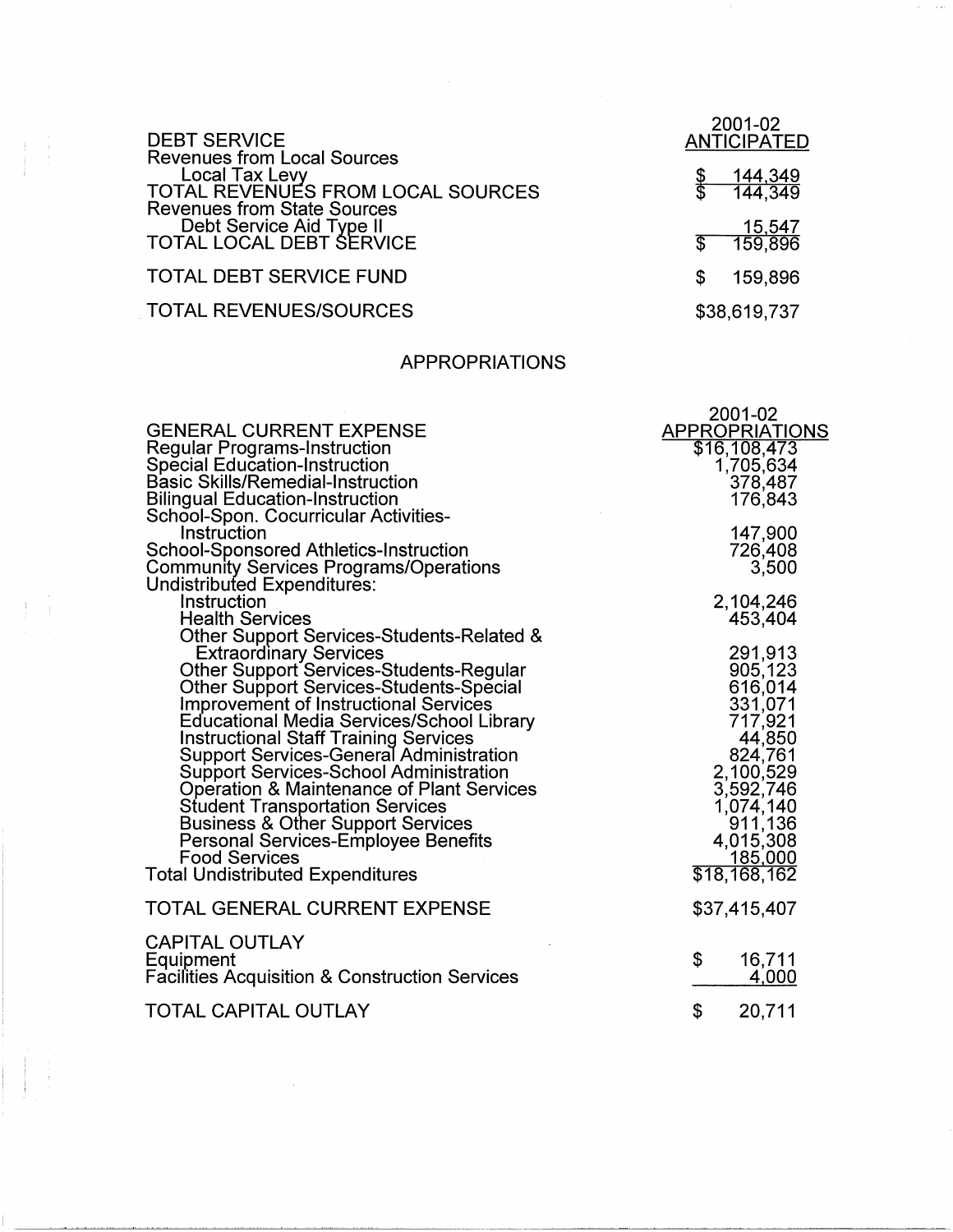| DEBT SERVICE | 2001-02 ANTICIPATED |
|---|---|
| Revenues from Local Sources | |
| Local Tax Levy | $ 144,349 |
| TOTAL REVENUES FROM LOCAL SOURCES | $ 144,349 |
| Revenues from State Sources | |
| Debt Service Aid Type II | 15,547 |
| TOTAL LOCAL DEBT SERVICE | $ 159,896 |
| TOTAL DEBT SERVICE FUND | $ 159,896 |
| TOTAL REVENUES/SOURCES | $38,619,737 |

## APPROPRIATIONS

| GENERAL CURRENT EXPENSE | 2001-02 APPROPRIATIONS |
|---|---|
| Regular Programs-Instruction | $16,108,473 |
| Special Education-Instruction | 1,705,634 |
| Basic Skills/Remedial-Instruction | 378,487 |
| Bilingual Education-Instruction | 176,843 |
| School-Spon. Cocurricular Activities-Instruction | 147,900 |
| School-Sponsored Athletics-Instruction | 726,408 |
| Community Services Programs/Operations | 3,500 |
| Undistributed Expenditures: | |
| Instruction | 2,104,246 |
| Health Services | 453,404 |
| Other Support Services-Students-Related & Extraordinary Services | 291,913 |
| Other Support Services-Students-Regular | 905,123 |
| Other Support Services-Students-Special | 616,014 |
| Improvement of Instructional Services | 331,071 |
| Educational Media Services/School Library | 717,921 |
| Instructional Staff Training Services | 44,850 |
| Support Services-General Administration | 824,761 |
| Support Services-School Administration | 2,100,529 |
| Operation & Maintenance of Plant Services | 3,592,746 |
| Student Transportation Services | 1,074,140 |
| Business & Other Support Services | 911,136 |
| Personal Services-Employee Benefits | 4,015,308 |
| Food Services | 185,000 |
| Total Undistributed Expenditures | $18,168,162 |
| TOTAL GENERAL CURRENT EXPENSE | $37,415,407 |
| CAPITAL OUTLAY | |
| Equipment | $ 16,711 |
| Facilities Acquisition & Construction Services | 4,000 |
| TOTAL CAPITAL OUTLAY | $ 20,711 |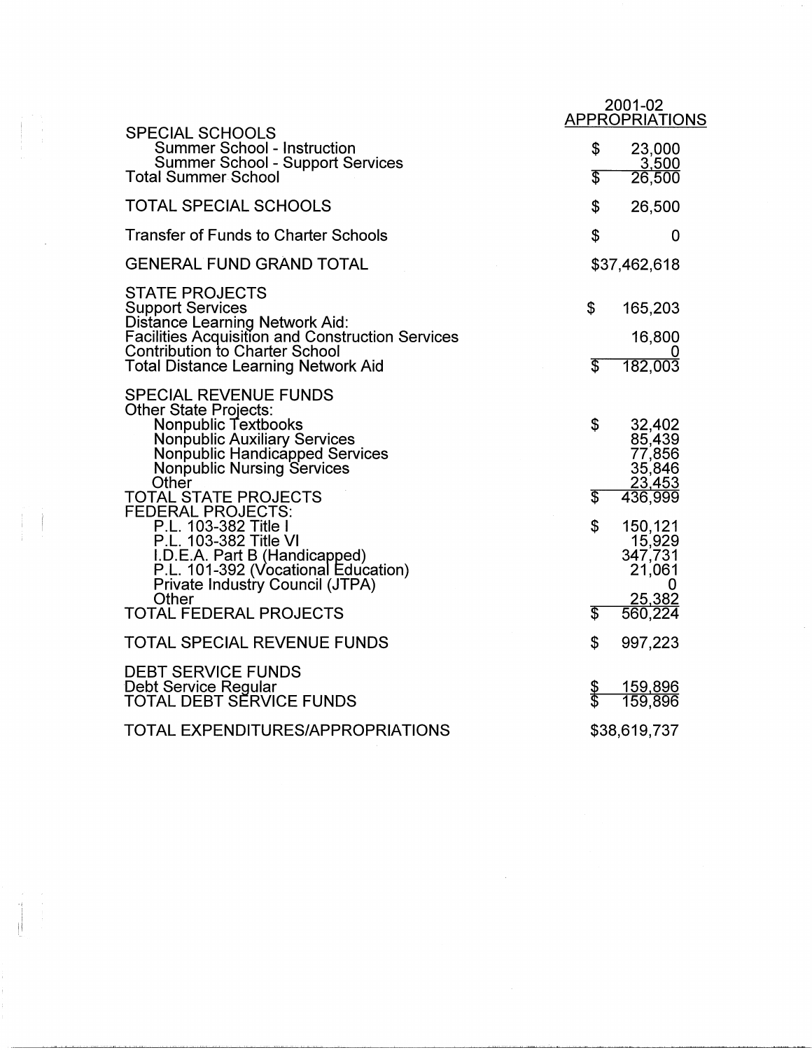| | 2001-02 APPROPRIATIONS |
|---|---|
| SPECIAL SCHOOLS | |
| Summer School - Instruction | $ 23,000 |
| Summer School - Support Services | 3,500 |
| Total Summer School | $ 26,500 |
| TOTAL SPECIAL SCHOOLS | $ 26,500 |
| Transfer of Funds to Charter Schools | $ 0 |
| GENERAL FUND GRAND TOTAL | $37,462,618 |
| STATE PROJECTS | |
| Support Services | $ 165,203 |
| Distance Learning Network Aid: | |
| Facilities Acquisition and Construction Services | 16,800 |
| Contribution to Charter School | 0 |
| Total Distance Learning Network Aid | $ 182,003 |
| SPECIAL REVENUE FUNDS | |
| Other State Projects: | |
| Nonpublic Textbooks | $ 32,402 |
| Nonpublic Auxiliary Services | 85,439 |
| Nonpublic Handicapped Services | 77,856 |
| Nonpublic Nursing Services | 35,846 |
| Other | 23,453 |
| TOTAL STATE PROJECTS | $ 436,999 |
| FEDERAL PROJECTS: | |
| P.L. 103-382 Title I | $ 150,121 |
| P.L. 103-382 Title VI | 15,929 |
| I.D.E.A. Part B (Handicapped) | 347,731 |
| P.L. 101-392 (Vocational Education) | 21,061 |
| Private Industry Council (JTPA) | 0 |
| Other | 25,382 |
| TOTAL FEDERAL PROJECTS | $ 560,224 |
| TOTAL SPECIAL REVENUE FUNDS | $ 997,223 |
| DEBT SERVICE FUNDS | |
| Debt Service Regular | $ 159,896 |
| TOTAL DEBT SERVICE FUNDS | $ 159,896 |
| TOTAL EXPENDITURES/APPROPRIATIONS | $38,619,737 |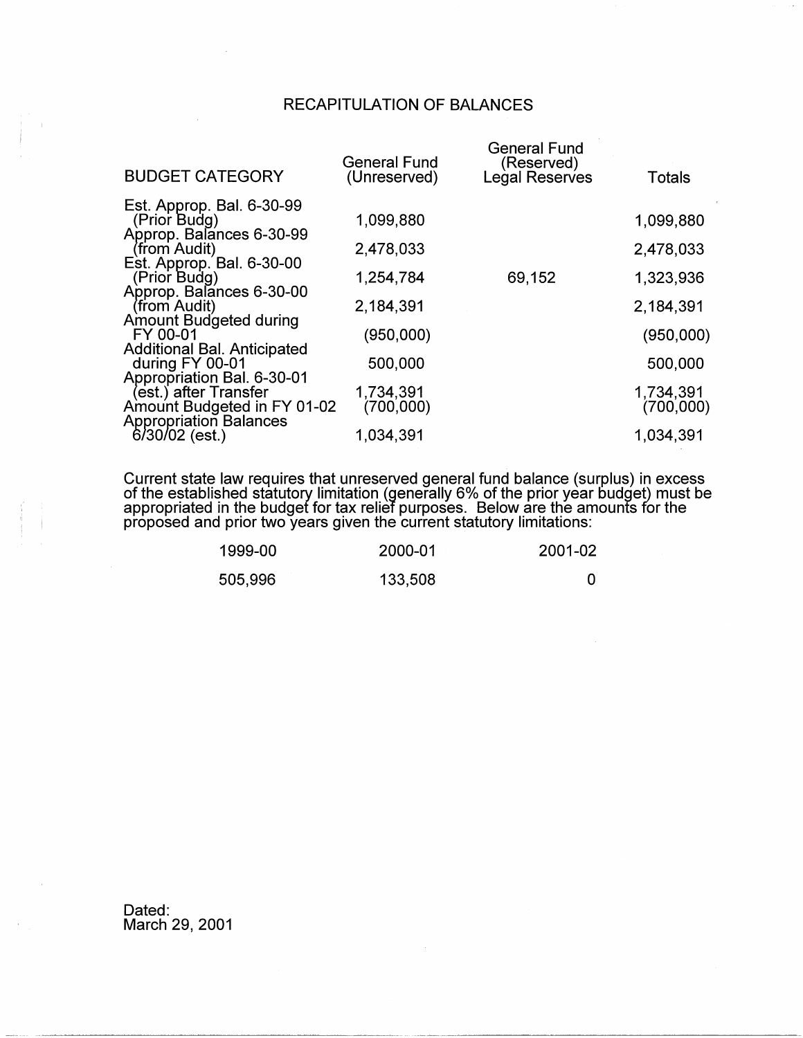# RECAPITULATION OF BALANCES

| BUDGET CATEGORY | General Fund (Unreserved) | General Fund (Reserved) Legal Reserves | Totals |
|---|---|---|---|
| Est. Approp. Bal. 6-30-99 (Prior Budg) | 1,099,880 | | 1,099,880 |
| Approp. Balances 6-30-99 (from Audit) | 2,478,033 | | 2,478,033 |
| Est. Approp. Bal. 6-30-00 (Prior Budg) | 1,254,784 | 69,152 | 1,323,936 |
| Approp. Balances 6-30-00 (from Audit) | 2,184,391 | | 2,184,391 |
| Amount Budgeted during FY 00-01 | (950,000) | | (950,000) |
| Additional Bal. Anticipated during FY 00-01 | 500,000 | | 500,000 |
| Appropriation Bal. 6-30-01 (est.) after Transfer | 1,734,391 | | 1,734,391 |
| Amount Budgeted in FY 01-02 | (700,000) | | (700,000) |
| Appropriation Balances 6/30/02 (est.) | 1,034,391 | | 1,034,391 |

Current state law requires that unreserved general fund balance (surplus) in excess of the established statutory limitation (generally 6% of the prior year budget) must be appropriated in the budget for tax relief purposes. Below are the amounts for the proposed and prior two years given the current statutory limitations:

| 1999-00 | 2000-01 | 2001-02 |
|---|---|---|
| 505,996 | 133,508 | 0 |

Dated:
March 29, 2001